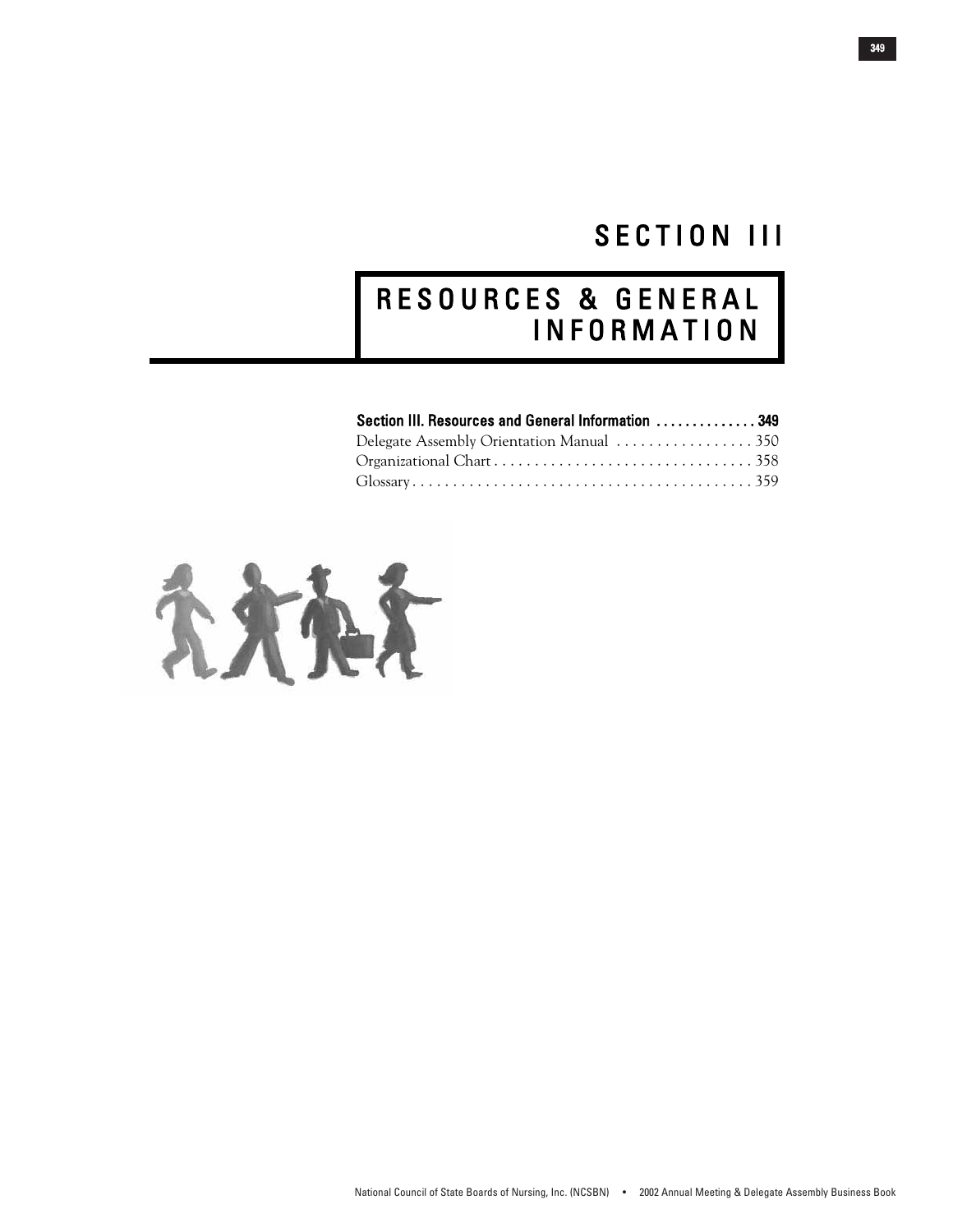# SECTION III

# RESOURCES & GENERAL INFORMATION

**Section III. Resources and General Information .............. 349**

Delegate Assembly Orientation Manual ................. 350

Organizational Chart ................................ 358

Glossary .......................................... 359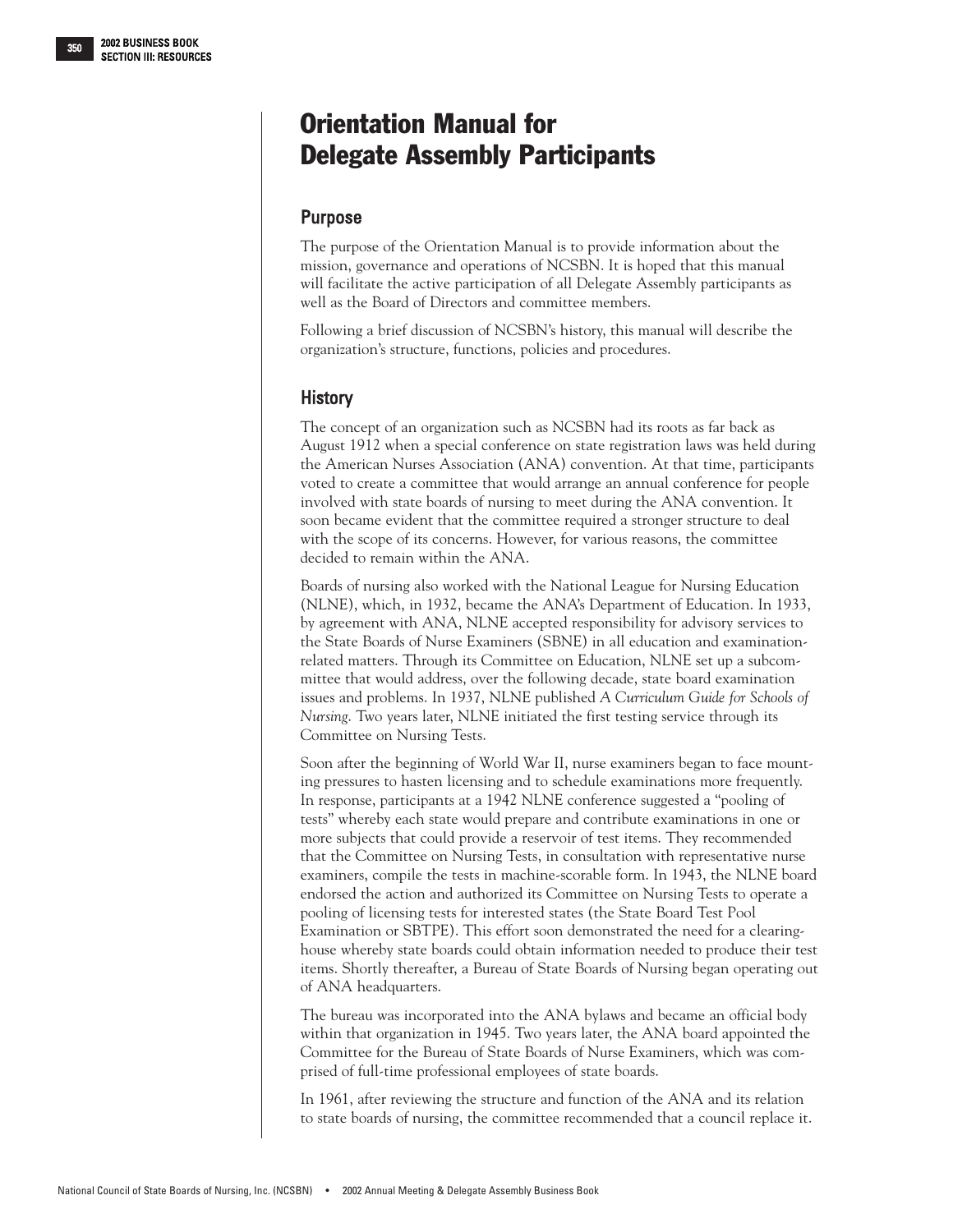# Orientation Manual for Delegate Assembly Participants

## Purpose

The purpose of the Orientation Manual is to provide information about the mission, governance and operations of NCSBN. It is hoped that this manual will facilitate the active participation of all Delegate Assembly participants as well as the Board of Directors and committee members.

Following a brief discussion of NCSBN's history, this manual will describe the organization's structure, functions, policies and procedures.

## History

The concept of an organization such as NCSBN had its roots as far back as August 1912 when a special conference on state registration laws was held during the American Nurses Association (ANA) convention. At that time, participants voted to create a committee that would arrange an annual conference for people involved with state boards of nursing to meet during the ANA convention. It soon became evident that the committee required a stronger structure to deal with the scope of its concerns. However, for various reasons, the committee decided to remain within the ANA.

Boards of nursing also worked with the National League for Nursing Education (NLNE) which, in 1932, became the ANA's Department of Education. In 1933, by agreement with ANA, NLNE accepted responsibility for advisory services to the State Boards of Nurse Examiners (SBNE) in all education and examination-related matters. Through its Committee on Education, NLNE set up a subcommittee that would address, over the following decade, state board examination issues and problems. In 1937, NLNE published *A Curriculum Guide for Schools of Nursing*. Two years later, NLNE initiated the first testing service through its Committee on Nursing Tests.

Soon after the beginning of World War II, nurse examiners began to face mounting pressures to hasten licensing and to schedule examinations more frequently. In response, participants at a 1942 NLNE conference suggested a "pooling of tests" whereby each state would prepare and contribute examinations in one or more subjects that could provide a reservoir of test items. They recommended that the Committee on Nursing Tests, in consultation with representative nurse examiners, compile the tests in machine-scorable form. In 1943, the NLNE board endorsed the action and authorized its Committee on Nursing Tests to operate a pooling of licensing tests for interested states (the State Board Test Pool Examination or SBTPE). This effort soon demonstrated the need for a clearinghouse whereby state boards could obtain information needed to produce their test items. Shortly thereafter, a Bureau of State Boards of Nursing began operating out of ANA headquarters.

The bureau was incorporated into the ANA bylaws and became an official body within that organization in 1945. Two years later, the ANA board appointed the Committee for the Bureau of State Boards of Nurse Examiners, which was comprised of full-time professional employees of state boards.

In 1961, after reviewing the structure and function of the ANA and its relation to state boards of nursing, the committee recommended that a council replace it.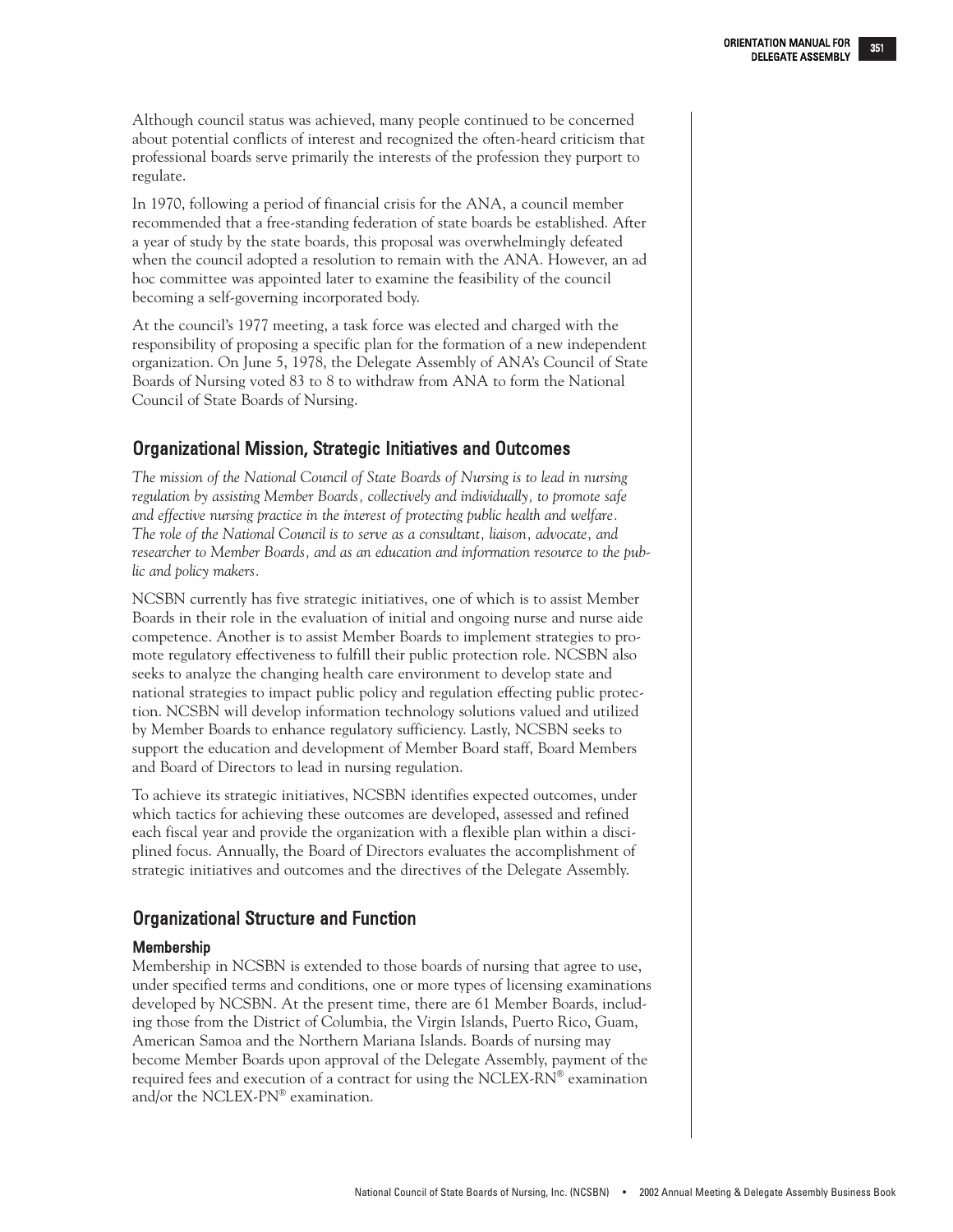Although council status was achieved, many people continued to be concerned about potential conflicts of interest and recognized the often-heard criticism that professional boards serve primarily the interests of the profession they purport to regulate.

In 1970, following a period of financial crisis for the ANA, a council member recommended that a free-standing federation of state boards be established. After a year of study by the state boards, this proposal was overwhelmingly defeated when the council adopted a resolution to remain with the ANA. However, an ad hoc committee was appointed later to examine the feasibility of the council becoming a self-governing incorporated body.

At the council's 1977 meeting, a task force was elected and charged with the responsibility of proposing a specific plan for the formation of a new independent organization. On June 5, 1978, the Delegate Assembly of ANA's Council of State Boards of Nursing voted 83 to 8 to withdraw from ANA to form the National Council of State Boards of Nursing.

## Organizational Mission, Strategic Initiatives and Outcomes

*The mission of the National Council of State Boards of Nursing is to lead in nursing regulation by assisting Member Boards, collectively and individually, to promote safe and effective nursing practice in the interest of protecting public health and welfare. The role of the National Council is to serve as a consultant, liaison, advocate, and researcher to Member Boards, and as an education and information resource to the public and policy makers.*

NCSBN currently has five strategic initiatives, one of which is to assist Member Boards in their role in the evaluation of initial and ongoing nurse and nurse aide competence. Another is to assist Member Boards to implement strategies to promote regulatory effectiveness to fulfill their public protection role. NCSBN also seeks to analyze the changing health care environment to develop state and national strategies to impact public policy and regulation effecting public protection. NCSBN will develop information technology solutions valued and utilized by Member Boards to enhance regulatory sufficiency. Lastly, NCSBN seeks to support the education and development of Member Board staff, Board Members and Board of Directors to lead in nursing regulation.

To achieve its strategic initiatives, NCSBN identifies expected outcomes, under which tactics for achieving these outcomes are developed, assessed and refined each fiscal year and provide the organization with a flexible plan within a disciplined focus. Annually, the Board of Directors evaluates the accomplishment of strategic initiatives and outcomes and the directives of the Delegate Assembly.

## Organizational Structure and Function

### Membership

Membership in NCSBN is extended to those boards of nursing that agree to use, under specified terms and conditions, one or more types of licensing examinations developed by NCSBN. At the present time, there are 61 Member Boards, including those from the District of Columbia, the Virgin Islands, Puerto Rico, Guam, American Samoa and the Northern Mariana Islands. Boards of nursing may become Member Boards upon approval of the Delegate Assembly, payment of the required fees and execution of a contract for using the NCLEX-RN® examination and/or the NCLEX-PN® examination.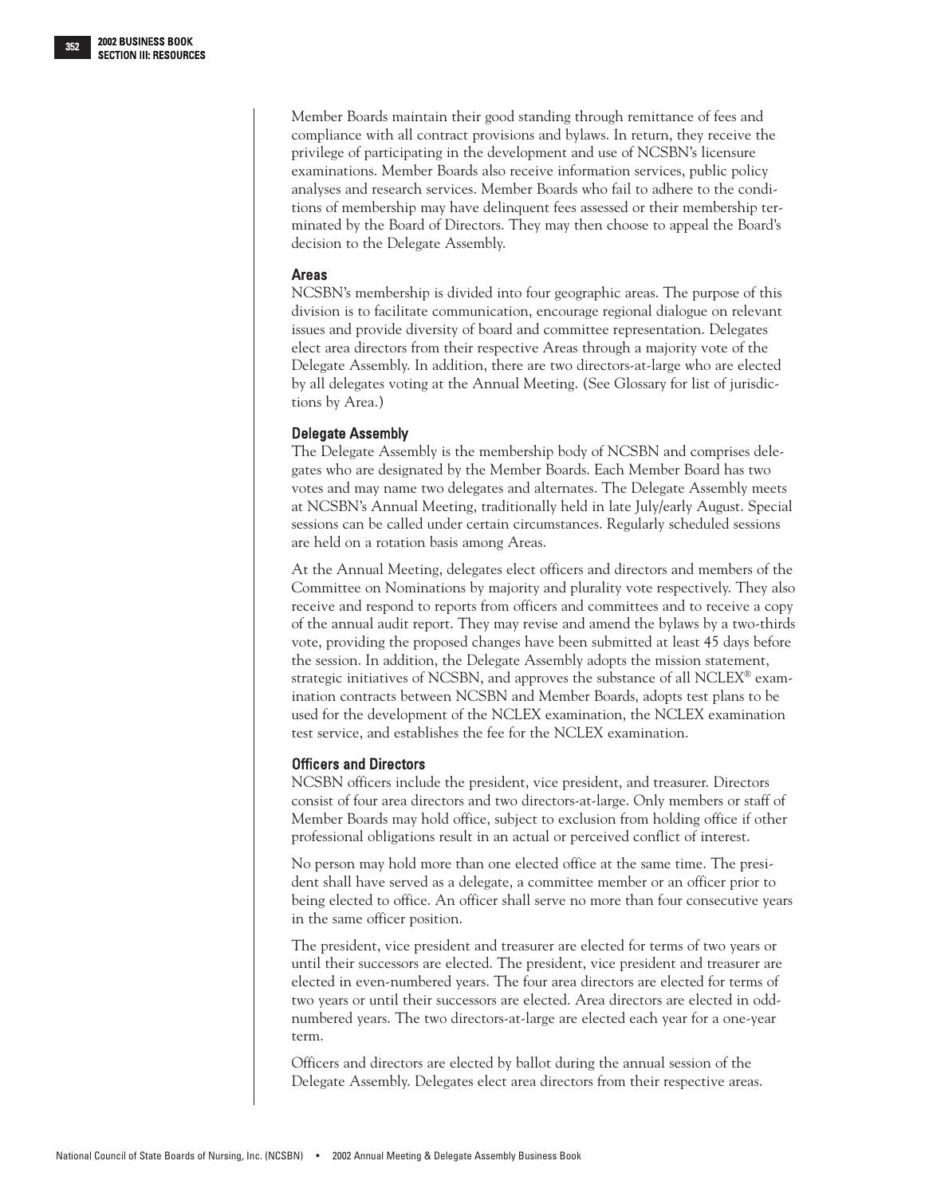Member Boards maintain their good standing through remittance of fees and compliance with all contract provisions and bylaws. In return, they receive the privilege of participating in the development and use of NCSBN's licensure examinations. Member Boards also receive information services, public policy analyses and research services. Member Boards who fail to adhere to the conditions of membership may have delinquent fees assessed or their membership terminated by the Board of Directors. They may then choose to appeal the Board's decision to the Delegate Assembly.

### Areas

NCSBN's membership is divided into four geographic areas. The purpose of this division is to facilitate communication, encourage regional dialogue on relevant issues and provide diversity of board and committee representation. Delegates elect area directors from their respective Areas through a majority vote of the Delegate Assembly. In addition, there are two directors-at-large who are elected by all delegates voting at the Annual Meeting. (See Glossary for list of jurisdictions by Area.)

### Delegate Assembly

The Delegate Assembly is the membership body of NCSBN and comprises delegates who are designated by the Member Boards. Each Member Board has two votes and may name two delegates and alternates. The Delegate Assembly meets at NCSBN's Annual Meeting, traditionally held in late July/early August. Special sessions can be called under certain circumstances. Regularly scheduled sessions are held on a rotation basis among Areas.

At the Annual Meeting, delegates elect officers and directors and members of the Committee on Nominations by majority and plurality vote respectively. They also receive and respond to reports from officers and committees and to receive a copy of the annual audit report. They may revise and amend the bylaws by a two-thirds vote, providing the proposed changes have been submitted at least 45 days before the session. In addition, the Delegate Assembly adopts the mission statement, strategic initiatives of NCSBN, and approves the substance of all NCLEX® examination contracts between NCSBN and Member Boards, adopts test plans to be used for the development of the NCLEX examination, the NCLEX examination test service, and establishes the fee for the NCLEX examination.

### Officers and Directors

NCSBN officers include the president, vice president, and treasurer. Directors consist of four area directors and two directors-at-large. Only members or staff of Member Boards may hold office, subject to exclusion from holding office if other professional obligations result in an actual or perceived conflict of interest.

No person may hold more than one elected office at the same time. The president shall have served as a delegate, a committee member or an officer prior to being elected to office. An officer shall serve no more than four consecutive years in the same officer position.

The president, vice president and treasurer are elected for terms of two years or until their successors are elected. The president, vice president and treasurer are elected in even-numbered years. The four area directors are elected for terms of two years or until their successors are elected. Area directors are elected in odd-numbered years. The two directors-at-large are elected each year for a one-year term.

Officers and directors are elected by ballot during the annual session of the Delegate Assembly. Delegates elect area directors from their respective areas.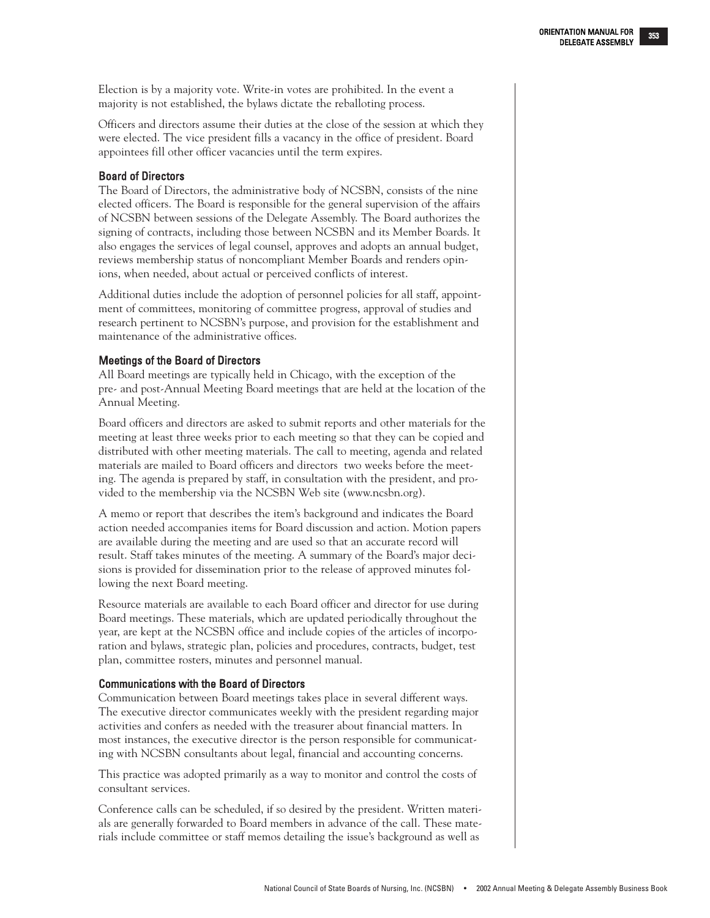Election is by a majority vote. Write-in votes are prohibited. In the event a majority is not established, the bylaws dictate the reballoting process.

Officers and directors assume their duties at the close of the session at which they were elected. The vice president fills a vacancy in the office of president. Board appointees fill other officer vacancies until the term expires.

### Board of Directors

The Board of Directors, the administrative body of NCSBN, consists of the nine elected officers. The Board is responsible for the general supervision of the affairs of NCSBN between sessions of the Delegate Assembly. The Board authorizes the signing of contracts, including those between NCSBN and its Member Boards. It also engages the services of legal counsel, approves and adopts an annual budget, reviews membership status of noncompliant Member Boards and renders opinions, when needed, about actual or perceived conflicts of interest.

Additional duties include the adoption of personnel policies for all staff, appointment of committees, monitoring of committee progress, approval of studies and research pertinent to NCSBN's purpose, and provision for the establishment and maintenance of the administrative offices.

### Meetings of the Board of Directors

All Board meetings are typically held in Chicago, with the exception of the pre- and post-Annual Meeting Board meetings that are held at the location of the Annual Meeting.

Board officers and directors are asked to submit reports and other materials for the meeting at least three weeks prior to each meeting so that they can be copied and distributed with other meeting materials. The call to meeting, agenda and related materials are mailed to Board officers and directors two weeks before the meeting. The agenda is prepared by staff, in consultation with the president, and provided to the membership via the NCSBN Web site (www.ncsbn.org).

A memo or report that describes the item's background and indicates the Board action needed accompanies items for Board discussion and action. Motion papers are available during the meeting and are used so that an accurate record will result. Staff takes minutes of the meeting. A summary of the Board's major decisions is provided for dissemination prior to the release of approved minutes following the next Board meeting.

Resource materials are available to each Board officer and director for use during Board meetings. These materials, which are updated periodically throughout the year, are kept at the NCSBN office and include copies of the articles of incorporation and bylaws, strategic plan, policies and procedures, contracts, budget, test plan, committee rosters, minutes and personnel manual.

### Communications with the Board of Directors

Communication between Board meetings takes place in several different ways. The executive director communicates weekly with the president regarding major activities and confers as needed with the treasurer about financial matters. In most instances, the executive director is the person responsible for communicating with NCSBN consultants about legal, financial and accounting concerns.

This practice was adopted primarily as a way to monitor and control the costs of consultant services.

Conference calls can be scheduled, if so desired by the president. Written materials are generally forwarded to Board members in advance of the call. These materials include committee or staff memos detailing the issue's background as well as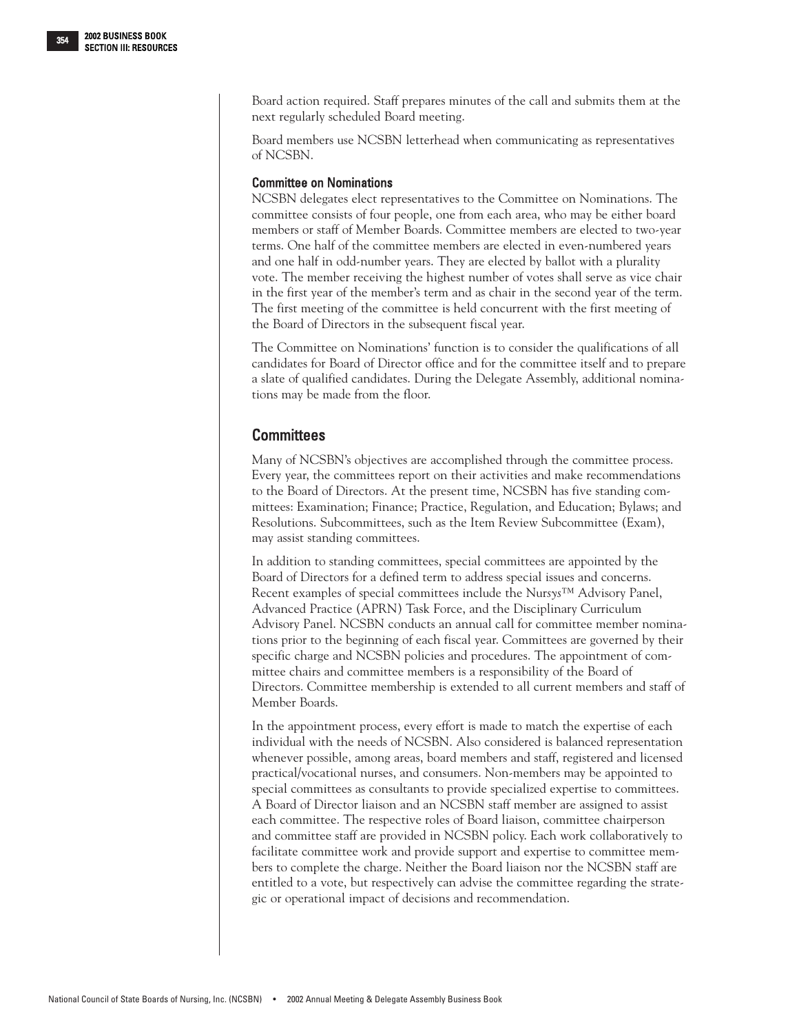Board action required. Staff prepares minutes of the call and submits them at the next regularly scheduled Board meeting.

Board members use NCSBN letterhead when communicating as representatives of NCSBN.

### Committee on Nominations

NCSBN delegates elect representatives to the Committee on Nominations. The committee consists of four people, one from each area, who may be either board members or staff of Member Boards. Committee members are elected to two-year terms. One half of the committee members are elected in even-numbered years and one half in odd-number years. They are elected by ballot with a plurality vote. The member receiving the highest number of votes shall serve as vice chair in the first year of the member's term and as chair in the second year of the term. The first meeting of the committee is held concurrent with the first meeting of the Board of Directors in the subsequent fiscal year.

The Committee on Nominations' function is to consider the qualifications of all candidates for Board of Director office and for the committee itself and to prepare a slate of qualified candidates. During the Delegate Assembly, additional nominations may be made from the floor.

## Committees

Many of NCSBN's objectives are accomplished through the committee process. Every year, the committees report on their activities and make recommendations to the Board of Directors. At the present time, NCSBN has five standing committees: Examination; Finance; Practice, Regulation, and Education; Bylaws; and Resolutions. Subcommittees, such as the Item Review Subcommittee (Exam), may assist standing committees.

In addition to standing committees, special committees are appointed by the Board of Directors for a defined term to address special issues and concerns. Recent examples of special committees include the Nur*sys*™ Advisory Panel, Advanced Practice (APRN) Task Force, and the Disciplinary Curriculum Advisory Panel. NCSBN conducts an annual call for committee member nominations prior to the beginning of each fiscal year. Committees are governed by their specific charge and NCSBN policies and procedures. The appointment of committee chairs and committee members is a responsibility of the Board of Directors. Committee membership is extended to all current members and staff of Member Boards.

In the appointment process, every effort is made to match the expertise of each individual with the needs of NCSBN. Also considered is balanced representation whenever possible, among areas, board members and staff, registered and licensed practical/vocational nurses, and consumers. Non-members may be appointed to special committees as consultants to provide specialized expertise to committees. A Board of Director liaison and an NCSBN staff member are assigned to assist each committee. The respective roles of Board liaison, committee chairperson and committee staff are provided in NCSBN policy. Each work collaboratively to facilitate committee work and provide support and expertise to committee members to complete the charge. Neither the Board liaison nor the NCSBN staff are entitled to a vote, but respectively can advise the committee regarding the strategic or operational impact of decisions and recommendation.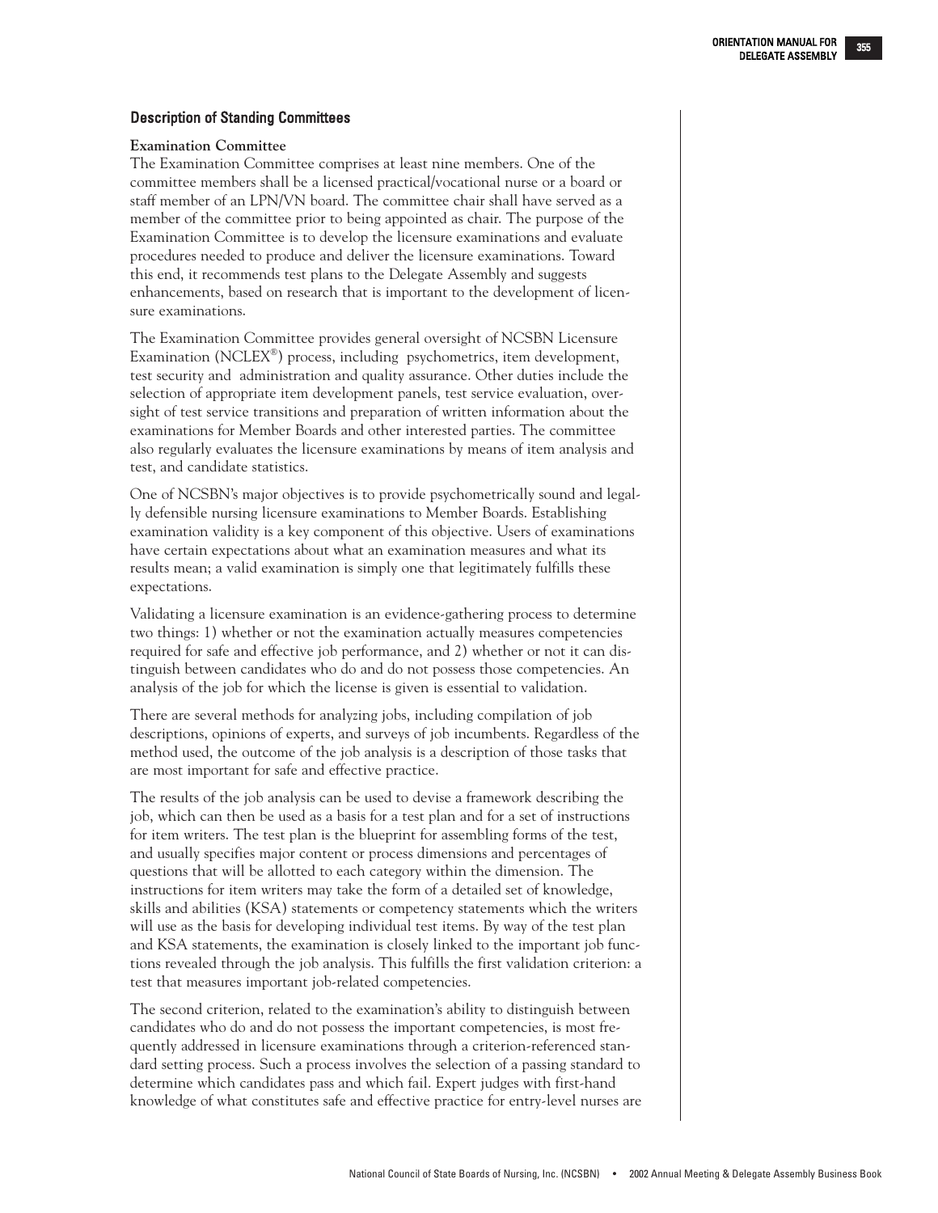## Description of Standing Committees

### Examination Committee

The Examination Committee comprises at least nine members. One of the committee members shall be a licensed practical/vocational nurse or a board or staff member of an LPN/VN board. The committee chair shall have served as a member of the committee prior to being appointed as chair. The purpose of the Examination Committee is to develop the licensure examinations and evaluate procedures needed to produce and deliver the licensure examinations. Toward this end, it recommends test plans to the Delegate Assembly and suggests enhancements, based on research that is important to the development of licensure examinations.

The Examination Committee provides general oversight of NCSBN Licensure Examination (NCLEX®) process, including psychometrics, item development, test security and administration and quality assurance. Other duties include the selection of appropriate item development panels, test service evaluation, oversight of test service transitions and preparation of written information about the examinations for Member Boards and other interested parties. The committee also regularly evaluates the licensure examinations by means of item analysis and test, and candidate statistics.

One of NCSBN's major objectives is to provide psychometrically sound and legally defensible nursing licensure examinations to Member Boards. Establishing examination validity is a key component of this objective. Users of examinations have certain expectations about what an examination measures and what its results mean; a valid examination is simply one that legitimately fulfills these expectations.

Validating a licensure examination is an evidence-gathering process to determine two things: 1) whether or not the examination actually measures competencies required for safe and effective job performance, and 2) whether or not it can distinguish between candidates who do and do not possess those competencies. An analysis of the job for which the license is given is essential to validation.

There are several methods for analyzing jobs, including compilation of job descriptions, opinions of experts, and surveys of job incumbents. Regardless of the method used, the outcome of the job analysis is a description of those tasks that are most important for safe and effective practice.

The results of the job analysis can be used to devise a framework describing the job, which can then be used as a basis for a test plan and for a set of instructions for item writers. The test plan is the blueprint for assembling forms of the test, and usually specifies major content or process dimensions and percentages of questions that will be allotted to each category within the dimension. The instructions for item writers may take the form of a detailed set of knowledge, skills and abilities (KSA) statements or competency statements which the writers will use as the basis for developing individual test items. By way of the test plan and KSA statements, the examination is closely linked to the important job functions revealed through the job analysis. This fulfills the first validation criterion: a test that measures important job-related competencies.

The second criterion, related to the examination's ability to distinguish between candidates who do and do not possess the important competencies, is most frequently addressed in licensure examinations through a criterion-referenced standard setting process. Such a process involves the selection of a passing standard to determine which candidates pass and which fail. Expert judges with first-hand knowledge of what constitutes safe and effective practice for entry-level nurses are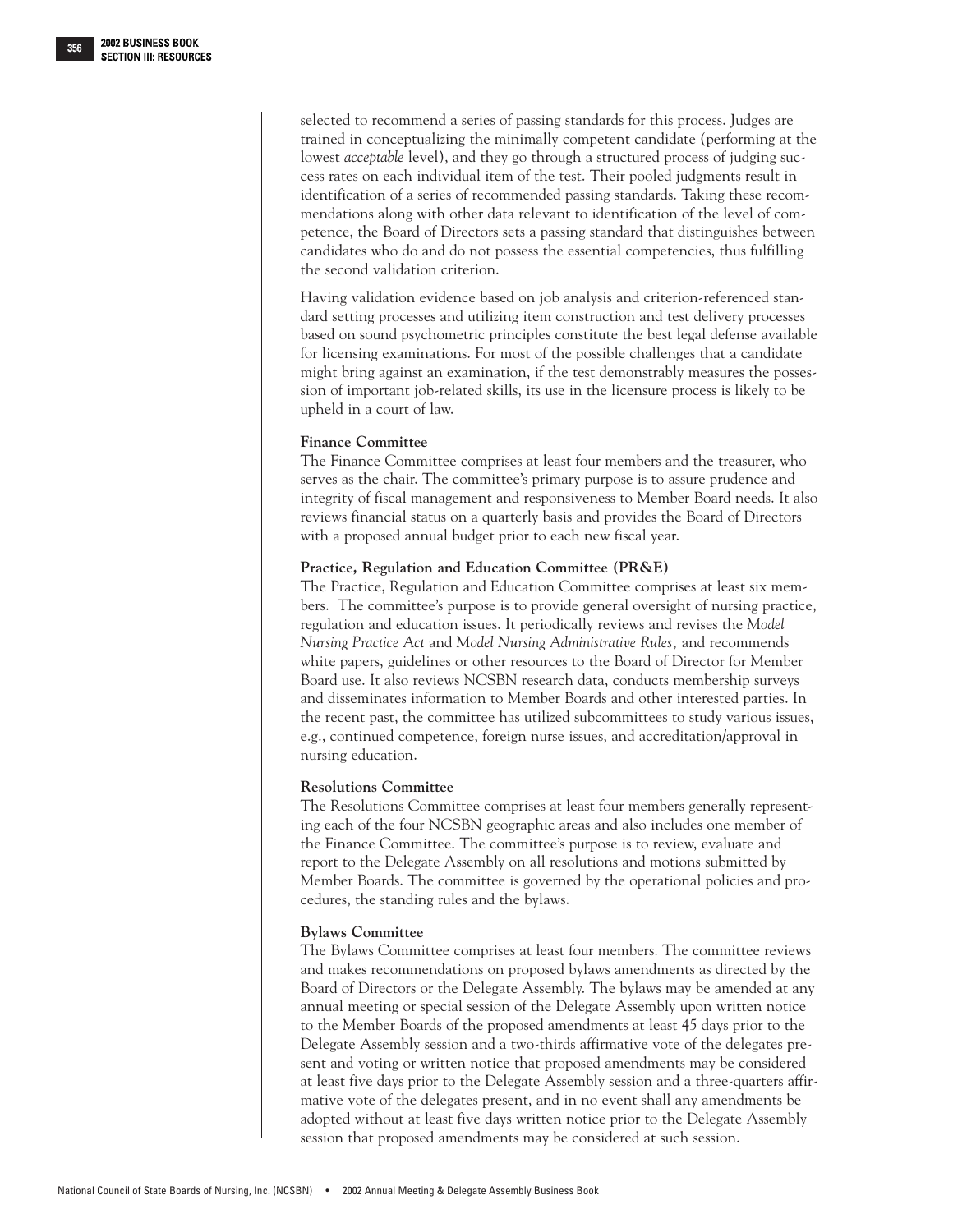selected to recommend a series of passing standards for this process. Judges are trained in conceptualizing the minimally competent candidate (performing at the lowest *acceptable* level), and they go through a structured process of judging success rates on each individual item of the test. Their pooled judgments result in identification of a series of recommended passing standards. Taking these recommendations along with other data relevant to identification of the level of competence, the Board of Directors sets a passing standard that distinguishes between candidates who do and do not possess the essential competencies, thus fulfilling the second validation criterion.

Having validation evidence based on job analysis and criterion-referenced standard setting processes and utilizing item construction and test delivery processes based on sound psychometric principles constitute the best legal defense available for licensing examinations. For most of the possible challenges that a candidate might bring against an examination, if the test demonstrably measures the possession of important job-related skills, its use in the licensure process is likely to be upheld in a court of law.

**Finance Committee**

The Finance Committee comprises at least four members and the treasurer, who serves as the chair. The committee's primary purpose is to assure prudence and integrity of fiscal management and responsiveness to Member Board needs. It also reviews financial status on a quarterly basis and provides the Board of Directors with a proposed annual budget prior to each new fiscal year.

**Practice, Regulation and Education Committee (PR&E)**

The Practice, Regulation and Education Committee comprises at least six members. The committee's purpose is to provide general oversight of nursing practice, regulation and education issues. It periodically reviews and revises the *Model Nursing Practice Act* and *Model Nursing Administrative Rules,* and recommends white papers, guidelines or other resources to the Board of Director for Member Board use. It also reviews NCSBN research data, conducts membership surveys and disseminates information to Member Boards and other interested parties. In the recent past, the committee has utilized subcommittees to study various issues, e.g., continued competence, foreign nurse issues, and accreditation/approval in nursing education.

**Resolutions Committee**

The Resolutions Committee comprises at least four members generally representing each of the four NCSBN geographic areas and also includes one member of the Finance Committee. The committee's purpose is to review, evaluate and report to the Delegate Assembly on all resolutions and motions submitted by Member Boards. The committee is governed by the operational policies and procedures, the standing rules and the bylaws.

**Bylaws Committee**

The Bylaws Committee comprises at least four members. The committee reviews and makes recommendations on proposed bylaws amendments as directed by the Board of Directors or the Delegate Assembly. The bylaws may be amended at any annual meeting or special session of the Delegate Assembly upon written notice to the Member Boards of the proposed amendments at least 45 days prior to the Delegate Assembly session and a two-thirds affirmative vote of the delegates present and voting or written notice that proposed amendments may be considered at least five days prior to the Delegate Assembly session and a three-quarters affirmative vote of the delegates present, and in no event shall any amendments be adopted without at least five days written notice prior to the Delegate Assembly session that proposed amendments may be considered at such session.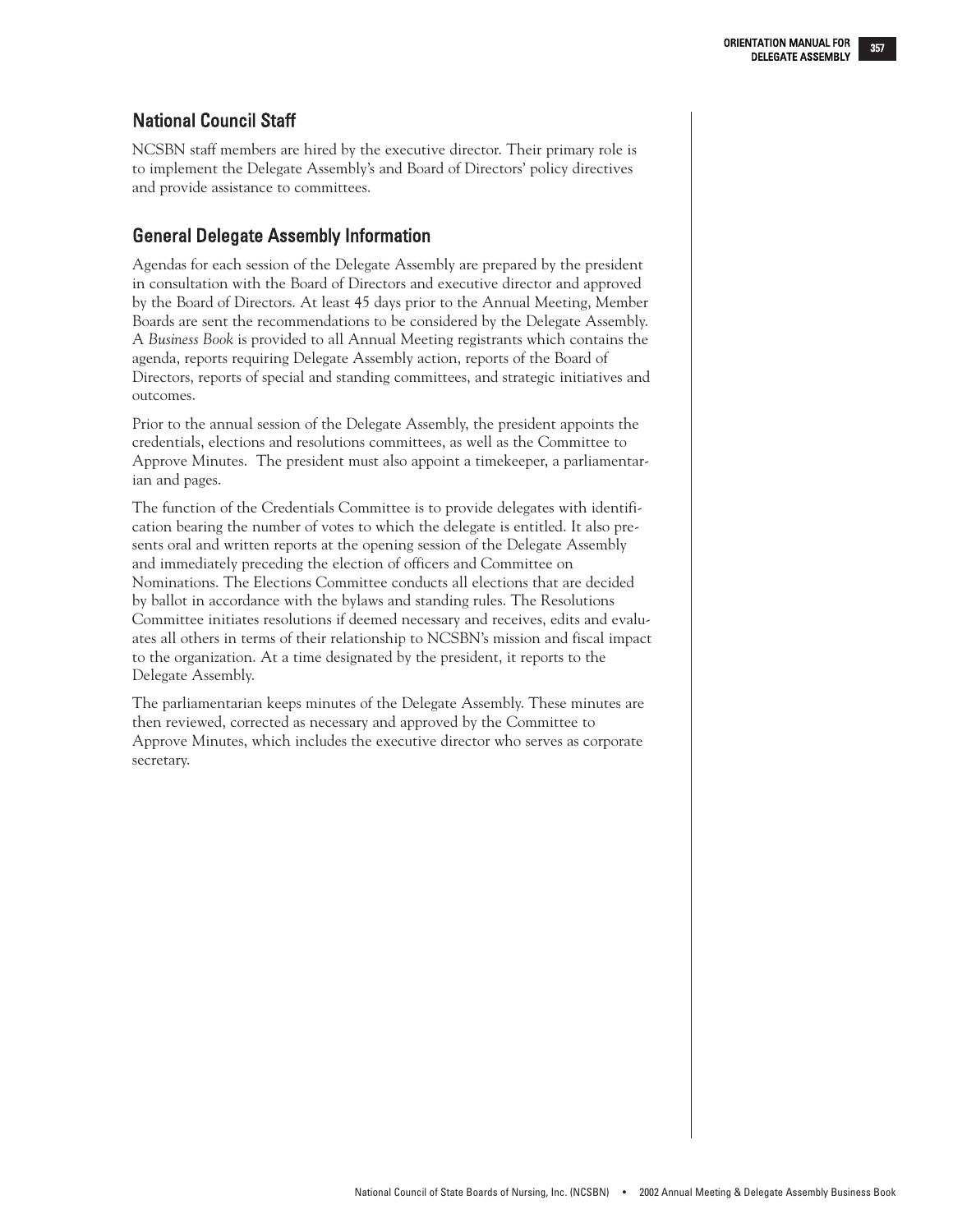## National Council Staff

NCSBN staff members are hired by the executive director. Their primary role is to implement the Delegate Assembly's and Board of Directors' policy directives and provide assistance to committees.

## General Delegate Assembly Information

Agendas for each session of the Delegate Assembly are prepared by the president in consultation with the Board of Directors and executive director and approved by the Board of Directors. At least 45 days prior to the Annual Meeting, Member Boards are sent the recommendations to be considered by the Delegate Assembly. A *Business Book* is provided to all Annual Meeting registrants which contains the agenda, reports requiring Delegate Assembly action, reports of the Board of Directors, reports of special and standing committees, and strategic initiatives and outcomes.

Prior to the annual session of the Delegate Assembly, the president appoints the credentials, elections and resolutions committees, as well as the Committee to Approve Minutes. The president must also appoint a timekeeper, a parliamentarian and pages.

The function of the Credentials Committee is to provide delegates with identification bearing the number of votes to which the delegate is entitled. It also presents oral and written reports at the opening session of the Delegate Assembly and immediately preceding the election of officers and Committee on Nominations. The Elections Committee conducts all elections that are decided by ballot in accordance with the bylaws and standing rules. The Resolutions Committee initiates resolutions if deemed necessary and receives, edits and evaluates all others in terms of their relationship to NCSBN's mission and fiscal impact to the organization. At a time designated by the president, it reports to the Delegate Assembly.

The parliamentarian keeps minutes of the Delegate Assembly. These minutes are then reviewed, corrected as necessary and approved by the Committee to Approve Minutes, which includes the executive director who serves as corporate secretary.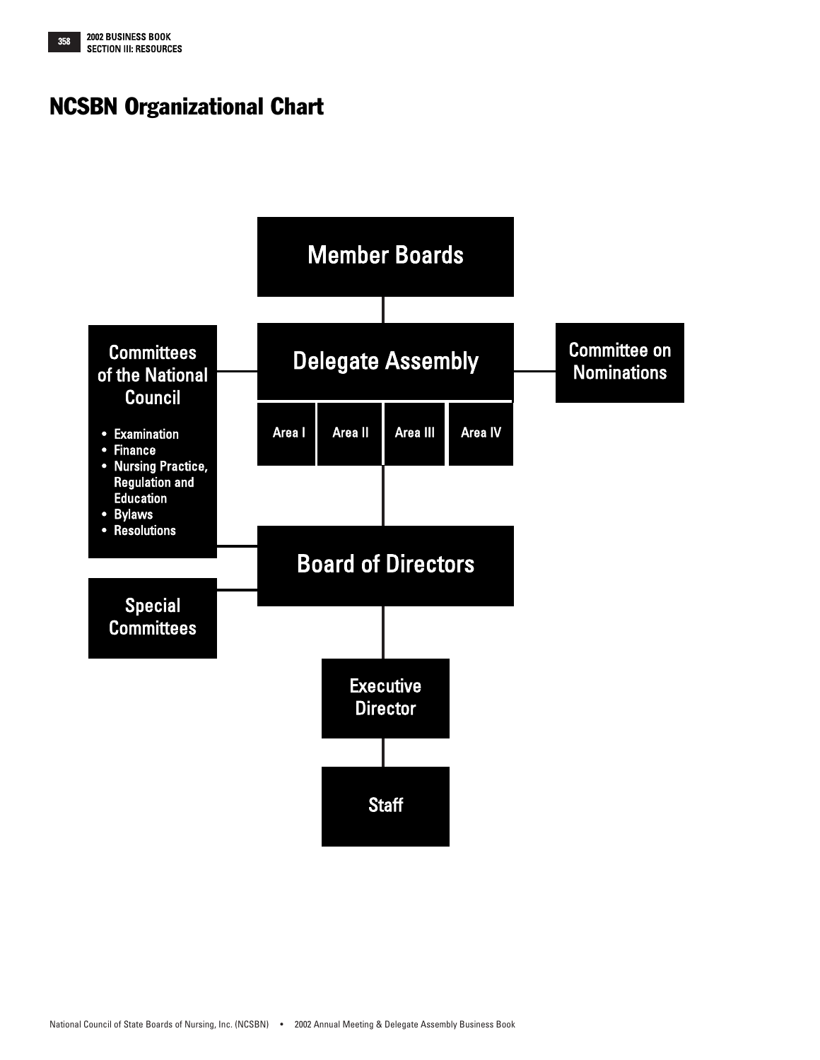# NCSBN Organizational Chart

Member Boards

Delegate Assembly

Area I | Area II | Area III | Area IV

Committees of the National Council

- Examination
- Finance
- Nursing Practice, Regulation and Education
- Bylaws
- Resolutions

Committee on Nominations

Board of Directors

Special Committees

Executive Director

Staff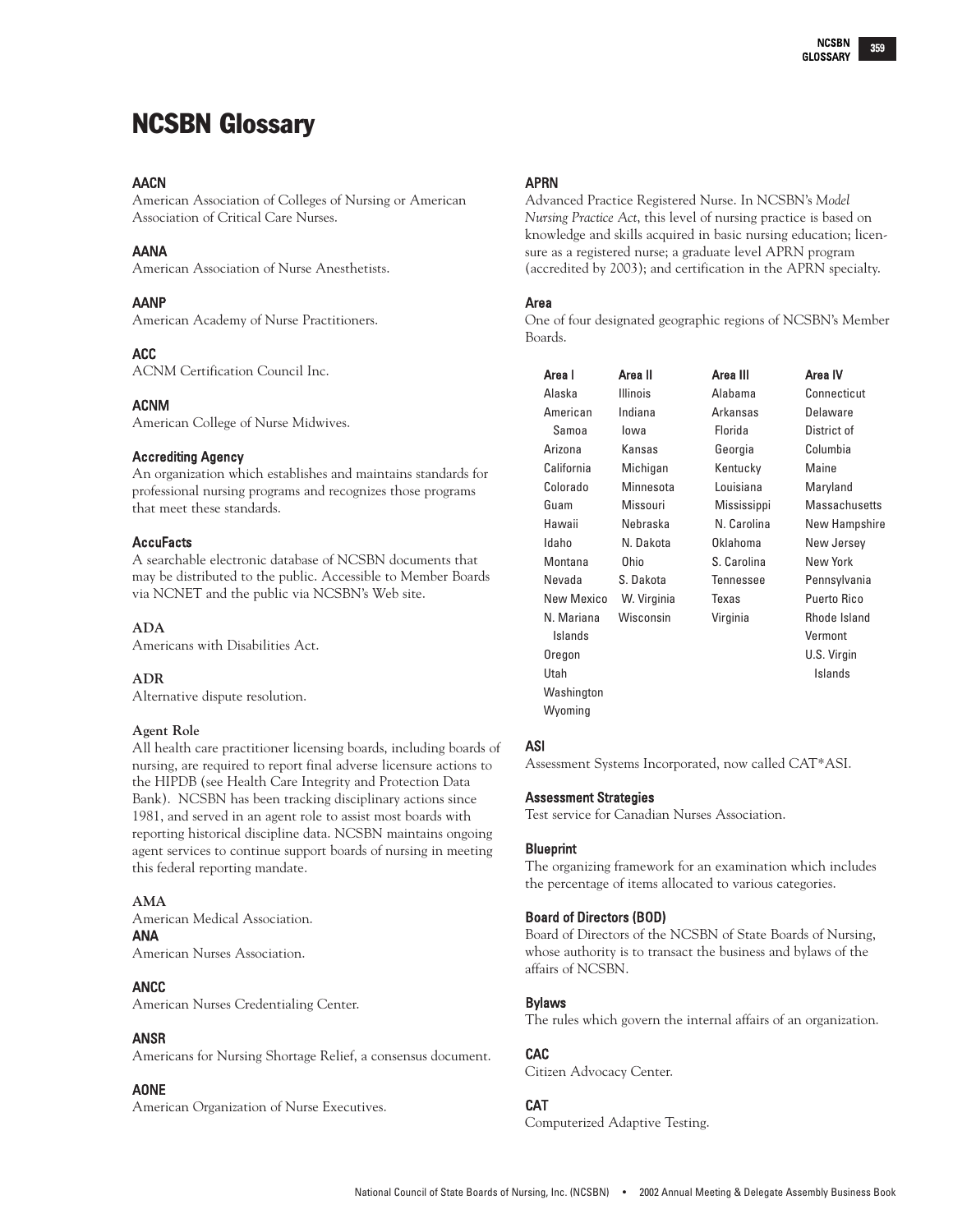# NCSBN Glossary

**AACN**
American Association of Colleges of Nursing or American Association of Critical Care Nurses.

**AANA**
American Association of Nurse Anesthetists.

**AANP**
American Academy of Nurse Practitioners.

**ACC**
ACNM Certification Council Inc.

**ACNM**
American College of Nurse Midwives.

**Accrediting Agency**
An organization which establishes and maintains standards for professional nursing programs and recognizes those programs that meet these standards.

**AccuFacts**
A searchable electronic database of NCSBN documents that may be distributed to the public. Accessible to Member Boards via NCNET and the public via NCSBN's Web site.

**ADA**
Americans with Disabilities Act.

**ADR**
Alternative dispute resolution.

**Agent Role**
All health care practitioner licensing boards, including boards of nursing, are required to report final adverse licensure actions to the HIPDB (see Health Care Integrity and Protection Data Bank). NCSBN has been tracking disciplinary actions since 1981, and served in an agent role to assist most boards with reporting historical discipline data. NCSBN maintains ongoing agent services to continue support boards of nursing in meeting this federal reporting mandate.

**AMA**
American Medical Association.

**ANA**
American Nurses Association.

**ANCC**
American Nurses Credentialing Center.

**ANSR**
Americans for Nursing Shortage Relief, a consensus document.

**AONE**
American Organization of Nurse Executives.

**APRN**
Advanced Practice Registered Nurse. In NCSBN's *Model Nursing Practice Act*, this level of nursing practice is based on knowledge and skills acquired in basic nursing education; licensure as a registered nurse; a graduate level APRN program (accredited by 2003); and certification in the APRN specialty.

**Area**
One of four designated geographic regions of NCSBN's Member Boards.

| Area I | Area II | Area III | Area IV |
|---|---|---|---|
| Alaska | Illinois | Alabama | Connecticut |
| American Samoa | Indiana | Arkansas | Delaware |
| Arizona | Iowa | Florida | District of Columbia |
| California | Kansas | Georgia | Maine |
| Colorado | Michigan | Kentucky | Maryland |
| Guam | Minnesota | Louisiana | Massachusetts |
| Hawaii | Missouri | Mississippi | New Hampshire |
| Idaho | Nebraska | N. Carolina | New Jersey |
| Montana | N. Dakota | Oklahoma | New York |
| Nevada | Ohio | S. Carolina | Pennsylvania |
| New Mexico | S. Dakota | Tennessee | Puerto Rico |
| N. Mariana Islands | W. Virginia | Texas | Rhode Island |
| Oregon | Wisconsin | Virginia | Vermont |
| Utah | | | U.S. Virgin Islands |
| Washington | | | |
| Wyoming | | | |

**ASI**
Assessment Systems Incorporated, now called CAT*ASI.

**Assessment Strategies**
Test service for Canadian Nurses Association.

**Blueprint**
The organizing framework for an examination which includes the percentage of items allocated to various categories.

**Board of Directors (BOD)**
Board of Directors of the NCSBN of State Boards of Nursing, whose authority is to transact the business and bylaws of the affairs of NCSBN.

**Bylaws**
The rules which govern the internal affairs of an organization.

**CAC**
Citizen Advocacy Center.

**CAT**
Computerized Adaptive Testing.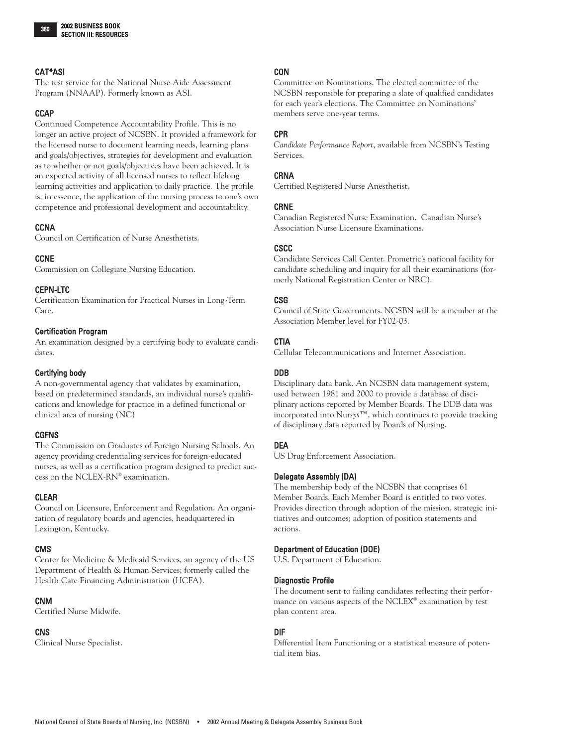### CAT*ASI

The test service for the National Nurse Aide Assessment Program (NNAAP). Formerly known as ASI.

### CCAP

Continued Competence Accountability Profile. This is no longer an active project of NCSBN. It provided a framework for the licensed nurse to document learning needs, learning plans and goals/objectives, strategies for development and evaluation as to whether or not goals/objectives have been achieved. It is an expected activity of all licensed nurses to reflect lifelong learning activities and application to daily practice. The profile is, in essence, the application of the nursing process to one's own competence and professional development and accountability.

### CCNA

Council on Certification of Nurse Anesthetists.

### CCNE

Commission on Collegiate Nursing Education.

### CEPN-LTC

Certification Examination for Practical Nurses in Long-Term Care.

### Certification Program

An examination designed by a certifying body to evaluate candidates.

### Certifying body

A non-governmental agency that validates by examination, based on predetermined standards, an individual nurse's qualifications and knowledge for practice in a defined functional or clinical area of nursing (NC)

### CGFNS

The Commission on Graduates of Foreign Nursing Schools. An agency providing credentialing services for foreign-educated nurses, as well as a certification program designed to predict success on the NCLEX-RN® examination.

### CLEAR

Council on Licensure, Enforcement and Regulation. An organization of regulatory boards and agencies, headquartered in Lexington, Kentucky.

### CMS

Center for Medicine & Medicaid Services, an agency of the US Department of Health & Human Services; formerly called the Health Care Financing Administration (HCFA).

### CNM

Certified Nurse Midwife.

### CNS

Clinical Nurse Specialist.

### CON

Committee on Nominations. The elected committee of the NCSBN responsible for preparing a slate of qualified candidates for each year's elections. The Committee on Nominations' members serve one-year terms.

### CPR

*Candidate Performance Report*, available from NCSBN's Testing Services.

### CRNA

Certified Registered Nurse Anesthetist.

### CRNE

Canadian Registered Nurse Examination. Canadian Nurse's Association Nurse Licensure Examinations.

### CSCC

Candidate Services Call Center. Prometric's national facility for candidate scheduling and inquiry for all their examinations (formerly National Registration Center or NRC).

### CSG

Council of State Governments. NCSBN will be a member at the Association Member level for FY02-03.

### CTIA

Cellular Telecommunications and Internet Association.

### DDB

Disciplinary data bank. An NCSBN data management system, used between 1981 and 2000 to provide a database of disciplinary actions reported by Member Boards. The DDB data was incorporated into Nur*sys*™, which continues to provide tracking of disciplinary data reported by Boards of Nursing.

### DEA

US Drug Enforcement Association.

### Delegate Assembly (DA)

The membership body of the NCSBN that comprises 61 Member Boards. Each Member Board is entitled to two votes. Provides direction through adoption of the mission, strategic initiatives and outcomes; adoption of position statements and actions.

### Department of Education (DOE)

U.S. Department of Education.

### Diagnostic Profile

The document sent to failing candidates reflecting their performance on various aspects of the NCLEX® examination by test plan content area.

### DIF

Differential Item Functioning or a statistical measure of potential item bias.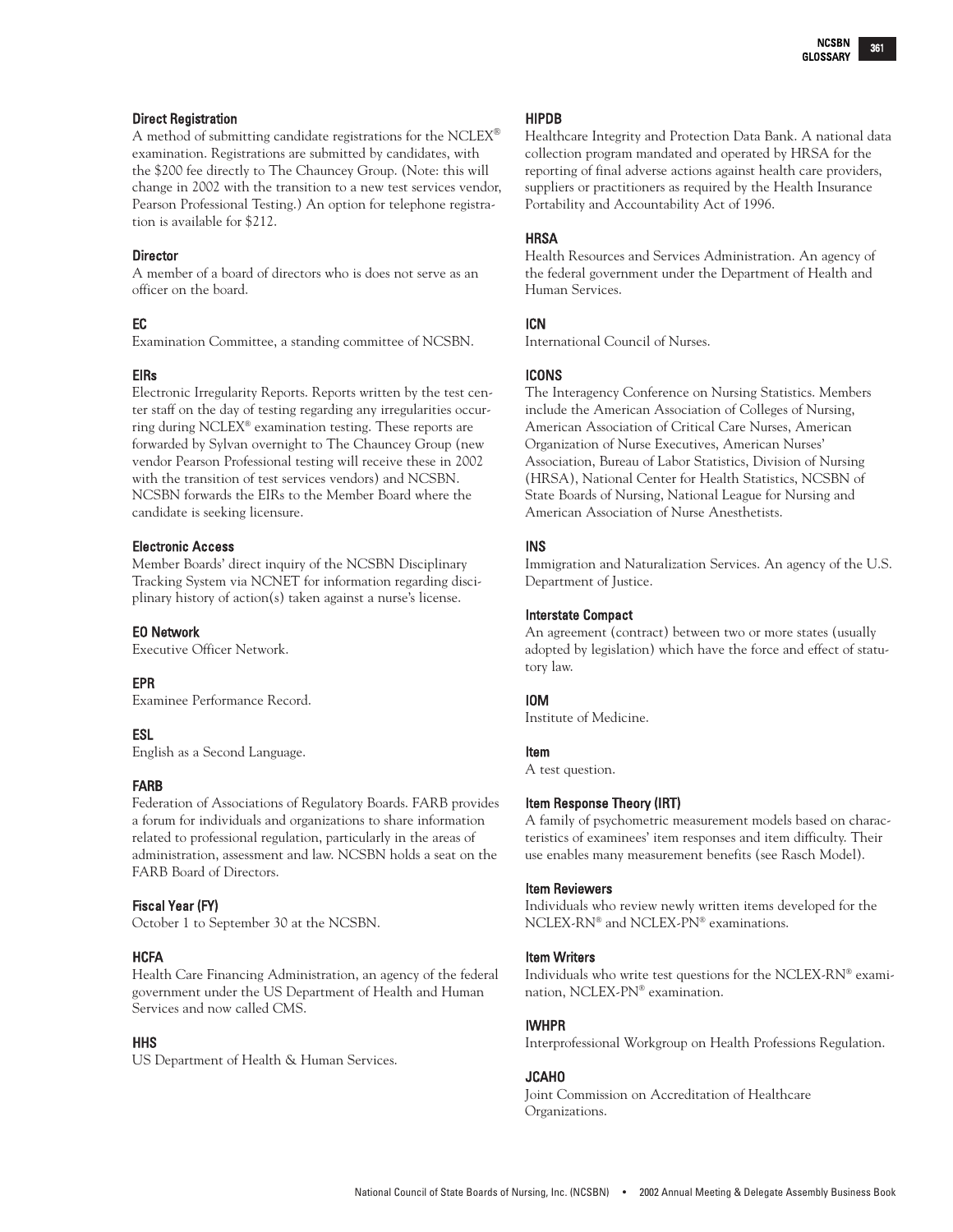### Direct Registration

A method of submitting candidate registrations for the NCLEX® examination. Registrations are submitted by candidates, with the $200 fee directly to The Chauncey Group. (Note: this will change in 2002 with the transition to a new test services vendor, Pearson Professional Testing.) An option for telephone registration is available for $212.

### Director

A member of a board of directors who is does not serve as an officer on the board.

### EC

Examination Committee, a standing committee of NCSBN.

### EIRs

Electronic Irregularity Reports. Reports written by the test center staff on the day of testing regarding any irregularities occurring during NCLEX® examination testing. These reports are forwarded by Sylvan overnight to The Chauncey Group (new vendor Pearson Professional testing will receive these in 2002 with the transition of test services vendors) and NCSBN. NCSBN forwards the EIRs to the Member Board where the candidate is seeking licensure.

### Electronic Access

Member Boards' direct inquiry of the NCSBN Disciplinary Tracking System via NCNET for information regarding disciplinary history of action(s) taken against a nurse's license.

### EO Network

Executive Officer Network.

### EPR

Examinee Performance Record.

### ESL

English as a Second Language.

### FARB

Federation of Associations of Regulatory Boards. FARB provides a forum for individuals and organizations to share information related to professional regulation, particularly in the areas of administration, assessment and law. NCSBN holds a seat on the FARB Board of Directors.

### Fiscal Year (FY)

October 1 to September 30 at the NCSBN.

### HCFA

Health Care Financing Administration, an agency of the federal government under the US Department of Health and Human Services and now called CMS.

### HHS

US Department of Health & Human Services.

### HIPDB

Healthcare Integrity and Protection Data Bank. A national data collection program mandated and operated by HRSA for the reporting of final adverse actions against health care providers, suppliers or practitioners as required by the Health Insurance Portability and Accountability Act of 1996.

### HRSA

Health Resources and Services Administration. An agency of the federal government under the Department of Health and Human Services.

### ICN

International Council of Nurses.

### ICONS

The Interagency Conference on Nursing Statistics. Members include the American Association of Colleges of Nursing, American Association of Critical Care Nurses, American Organization of Nurse Executives, American Nurses' Association, Bureau of Labor Statistics, Division of Nursing (HRSA), National Center for Health Statistics, NCSBN of State Boards of Nursing, National League for Nursing and American Association of Nurse Anesthetists.

### INS

Immigration and Naturalization Services. An agency of the U.S. Department of Justice.

### Interstate Compact

An agreement (contract) between two or more states (usually adopted by legislation) which have the force and effect of statutory law.

### IOM

Institute of Medicine.

### Item

A test question.

### Item Response Theory (IRT)

A family of psychometric measurement models based on characteristics of examinees' item responses and item difficulty. Their use enables many measurement benefits (see Rasch Model).

### Item Reviewers

Individuals who review newly written items developed for the NCLEX-RN® and NCLEX-PN® examinations.

### Item Writers

Individuals who write test questions for the NCLEX-RN® examination, NCLEX-PN® examination.

### IWHPR

Interprofessional Workgroup on Health Professions Regulation.

### JCAHO

Joint Commission on Accreditation of Healthcare Organizations.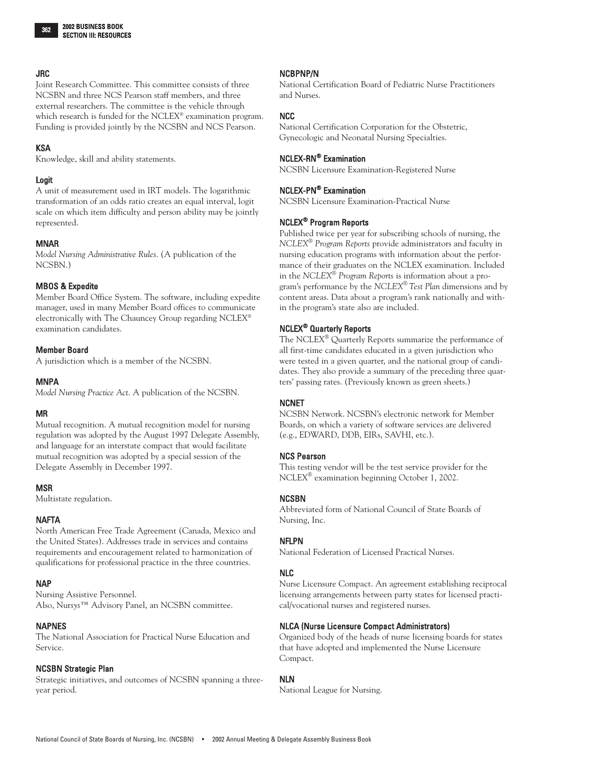### JRC

Joint Research Committee. This committee consists of three NCSBN and three NCS Pearson staff members, and three external researchers. The committee is the vehicle through which research is funded for the NCLEX® examination program. Funding is provided jointly by the NCSBN and NCS Pearson.

### KSA

Knowledge, skill and ability statements.

### Logit

A unit of measurement used in IRT models. The logarithmic transformation of an odds ratio creates an equal interval, logit scale on which item difficulty and person ability may be jointly represented.

### MNAR

*Model Nursing Administrative Rules*. (A publication of the NCSBN.)

### MBOS & Expedite

Member Board Office System. The software, including expedite manager, used in many Member Board offices to communicate electronically with The Chauncey Group regarding NCLEX® examination candidates.

### Member Board

A jurisdiction which is a member of the NCSBN.

### MNPA

*Model Nursing Practice Act*. A publication of the NCSBN.

### MR

Mutual recognition. A mutual recognition model for nursing regulation was adopted by the August 1997 Delegate Assembly, and language for an interstate compact that would facilitate mutual recognition was adopted by a special session of the Delegate Assembly in December 1997.

### MSR

Multistate regulation.

### NAFTA

North American Free Trade Agreement (Canada, Mexico and the United States). Addresses trade in services and contains requirements and encouragement related to harmonization of qualifications for professional practice in the three countries.

### NAP

Nursing Assistive Personnel.
Also, Nursys™ Advisory Panel, an NCSBN committee.

### NAPNES

The National Association for Practical Nurse Education and Service.

### NCSBN Strategic Plan

Strategic initiatives, and outcomes of NCSBN spanning a three-year period.

### NCBPNP/N

National Certification Board of Pediatric Nurse Practitioners and Nurses.

### NCC

National Certification Corporation for the Obstetric, Gynecologic and Neonatal Nursing Specialties.

### NCLEX-RN® Examination

NCSBN Licensure Examination-Registered Nurse

### NCLEX-PN® Examination

NCSBN Licensure Examination-Practical Nurse

### NCLEX® Program Reports

Published twice per year for subscribing schools of nursing, the *NCLEX® Program Reports* provide administrators and faculty in nursing education programs with information about the performance of their graduates on the NCLEX examination. Included in the *NCLEX® Program Reports* is information about a program's performance by the *NCLEX® Test Plan* dimensions and by content areas. Data about a program's rank nationally and within the program's state also are included.

### NCLEX® Quarterly Reports

The NCLEX® Quarterly Reports summarize the performance of all first-time candidates educated in a given jurisdiction who were tested in a given quarter, and the national group of candidates. They also provide a summary of the preceding three quarters' passing rates. (Previously known as green sheets.)

### NCNET

NCSBN Network. NCSBN's electronic network for Member Boards, on which a variety of software services are delivered (e.g., EDWARD, DDB, EIRs, SAVHI, etc.).

### NCS Pearson

This testing vendor will be the test service provider for the NCLEX® examination beginning October 1, 2002.

### NCSBN

Abbreviated form of National Council of State Boards of Nursing, Inc.

### NFLPN

National Federation of Licensed Practical Nurses.

### NLC

Nurse Licensure Compact. An agreement establishing reciprocal licensing arrangements between party states for licensed practical/vocational nurses and registered nurses.

### NLCA (Nurse Licensure Compact Administrators)

Organized body of the heads of nurse licensing boards for states that have adopted and implemented the Nurse Licensure Compact.

### NLN

National League for Nursing.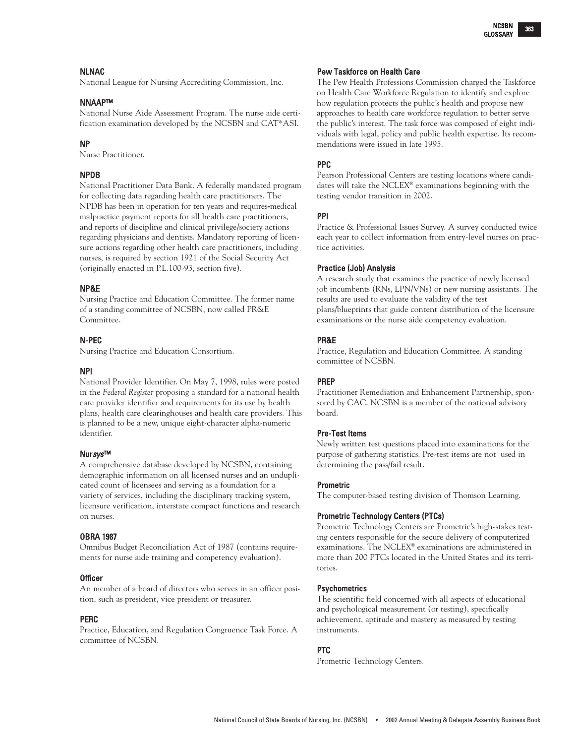**NLNAC**

National League for Nursing Accrediting Commission, Inc.

**NNAAP™**

National Nurse Aide Assessment Program. The nurse aide certification examination developed by the NCSBN and CAT*ASI.

**NP**

Nurse Practitioner.

**NPDB**

National Practitioner Data Bank. A federally mandated program for collecting data regarding health care practitioners. The NPDB has been in operation for ten years and requires-medical malpractice payment reports for all health care practitioners, and reports of discipline and clinical privilege/society actions regarding physicians and dentists. Mandatory reporting of licensure actions regarding other health care practitioners, including nurses, is required by section 1921 of the Social Security Act (originally enacted in P.L.100-93, section five).

**NP&E**

Nursing Practice and Education Committee. The former name of a standing committee of NCSBN, now called PR&E Committee.

**N-PEC**

Nursing Practice and Education Consortium.

**NPI**

National Provider Identifier. On May 7, 1998, rules were posted in the *Federal Register* proposing a standard for a national health care provider identifier and requirements for its use by health plans, health care clearinghouses and health care providers. This is planned to be a new, unique eight-character alpha-numeric identifier.

**Nur*sys*™**

A comprehensive database developed by NCSBN, containing demographic information on all licensed nurses and an unduplicated count of licensees and serving as a foundation for a variety of services, including the disciplinary tracking system, licensure verification, interstate compact functions and research on nurses.

**OBRA 1987**

Omnibus Budget Reconciliation Act of 1987 (contains requirements for nurse aide training and competency evaluation).

**Officer**

An member of a board of directors who serves in an officer position, such as president, vice president or treasurer.

**PERC**

Practice, Education, and Regulation Congruence Task Force. A committee of NCSBN.

**Pew Taskforce on Health Care**

The Pew Health Professions Commission charged the Taskforce on Health Care Workforce Regulation to identify and explore how regulation protects the public's health and propose new approaches to health care workforce regulation to better serve the public's interest. The task force was composed of eight individuals with legal, policy and public health expertise. Its recommendations were issued in late 1995.

**PPC**

Pearson Professional Centers are testing locations where candidates will take the NCLEX® examinations beginning with the testing vendor transition in 2002.

**PPI**

Practice & Professional Issues Survey. A survey conducted twice each year to collect information from entry-level nurses on practice activities.

**Practice (Job) Analysis**

A research study that examines the practice of newly licensed job incumbents (RNs, LPN/VNs) or new nursing assistants. The results are used to evaluate the validity of the test plans/blueprints that guide content distribution of the licensure examinations or the nurse aide competency evaluation.

**PR&E**

Practice, Regulation and Education Committee. A standing committee of NCSBN.

**PREP**

Practitioner Remediation and Enhancement Partnership, sponsored by CAC. NCSBN is a member of the national advisory board.

**Pre-Test Items**

Newly written test questions placed into examinations for the purpose of gathering statistics. Pre-test items are not used in determining the pass/fail result.

**Prometric**

The computer-based testing division of Thomson Learning.

**Prometric Technology Centers (PTCs)**

Prometric Technology Centers are Prometric's high-stakes testing centers responsible for the secure delivery of computerized examinations. The NCLEX® examinations are administered in more than 200 PTCs located in the United States and its territories.

**Psychometrics**

The scientific field concerned with all aspects of educational and psychological measurement (or testing), specifically achievement, aptitude and mastery as measured by testing instruments.

**PTC**

Prometric Technology Centers.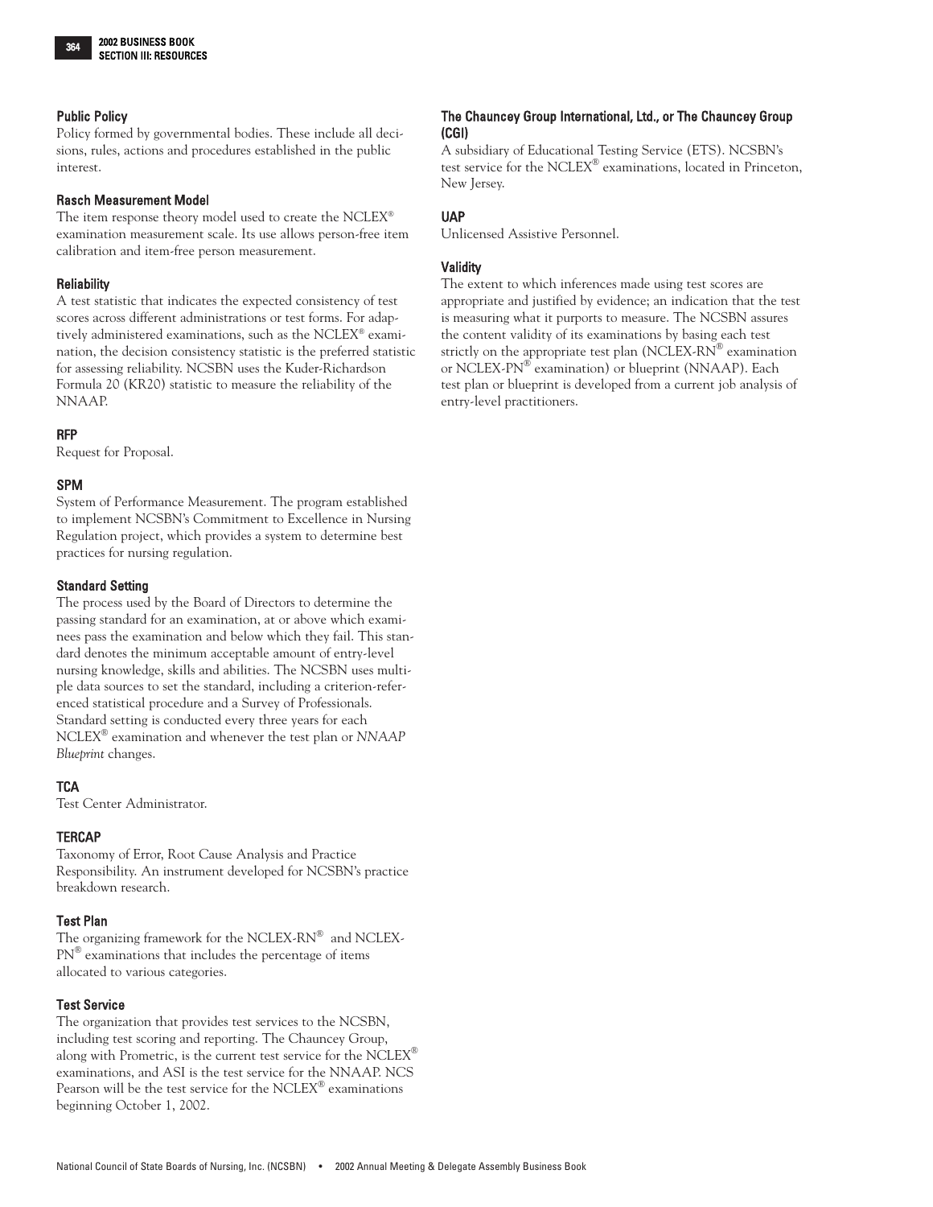### Public Policy

Policy formed by governmental bodies. These include all decisions, rules, actions and procedures established in the public interest.

### Rasch Measurement Model

The item response theory model used to create the NCLEX® examination measurement scale. Its use allows person-free item calibration and item-free person measurement.

### Reliability

A test statistic that indicates the expected consistency of test scores across different administrations or test forms. For adaptively administered examinations, such as the NCLEX® examination, the decision consistency statistic is the preferred statistic for assessing reliability. NCSBN uses the Kuder-Richardson Formula 20 (KR20) statistic to measure the reliability of the NNAAP.

### RFP

Request for Proposal.

### SPM

System of Performance Measurement. The program established to implement NCSBN's Commitment to Excellence in Nursing Regulation project, which provides a system to determine best practices for nursing regulation.

### Standard Setting

The process used by the Board of Directors to determine the passing standard for an examination, at or above which examinees pass the examination and below which they fail. This standard denotes the minimum acceptable amount of entry-level nursing knowledge, skills and abilities. The NCSBN uses multiple data sources to set the standard, including a criterion-referenced statistical procedure and a Survey of Professionals. Standard setting is conducted every three years for each NCLEX® examination and whenever the test plan or *NNAAP Blueprint* changes.

### TCA

Test Center Administrator.

### TERCAP

Taxonomy of Error, Root Cause Analysis and Practice Responsibility. An instrument developed for NCSBN's practice breakdown research.

### Test Plan

The organizing framework for the NCLEX-RN® and NCLEX-PN® examinations that includes the percentage of items allocated to various categories.

### Test Service

The organization that provides test services to the NCSBN, including test scoring and reporting. The Chauncey Group, along with Prometric, is the current test service for the NCLEX® examinations, and ASI is the test service for the NNAAP. NCS Pearson will be the test service for the NCLEX® examinations beginning October 1, 2002.

### The Chauncey Group International, Ltd., or The Chauncey Group (CGI)

A subsidiary of Educational Testing Service (ETS). NCSBN's test service for the NCLEX® examinations, located in Princeton, New Jersey.

### UAP

Unlicensed Assistive Personnel.

### Validity

The extent to which inferences made using test scores are appropriate and justified by evidence; an indication that the test is measuring what it purports to measure. The NCSBN assures the content validity of its examinations by basing each test strictly on the appropriate test plan (NCLEX-RN® examination or NCLEX-PN® examination) or blueprint (NNAAP). Each test plan or blueprint is developed from a current job analysis of entry-level practitioners.